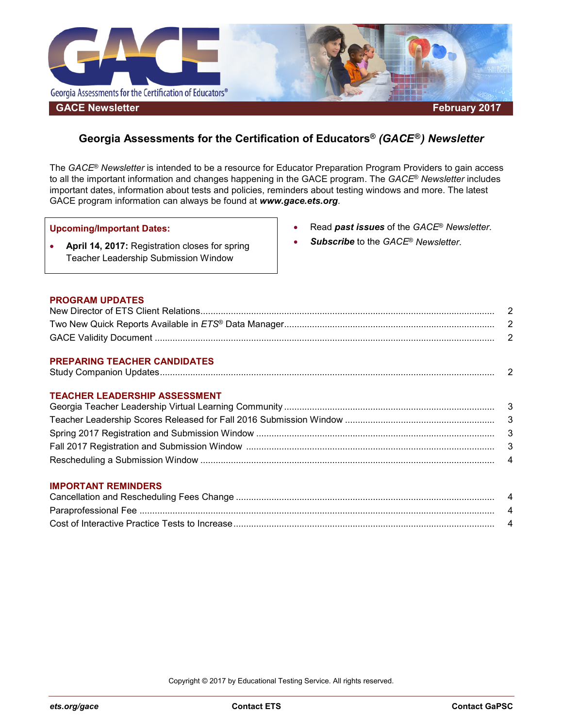GACE Newsletter February 2017

# Georgia Assessments for the Certification of Educators® *(GACE®) Newsletter*

The *GACE® Newsletter* is intended to be a resource for Educator Preparation Program Providers to gain access to all the important information and changes happening in the GACE program. The *GACE® Newsletter* includes important dates, information about tests and policies, reminders about testing windows and more. The latest GACE program information can always be found at ***www.gace.ets.org***.

**Upcoming/Important Dates:**

- **April 14, 2017:** Registration closes for spring Teacher Leadership Submission Window

- Read ***past issues*** of the *GACE® Newsletter.*
- ***Subscribe*** to the *GACE® Newsletter*.

**PROGRAM UPDATES**

| | |
|---|---|
| New Director of ETS Client Relations | 2 |
| Two New Quick Reports Available in *ETS®* Data Manager | 2 |
| GACE Validity Document | 2 |

**PREPARING TEACHER CANDIDATES**

| | |
|---|---|
| Study Companion Updates | 2 |

**TEACHER LEADERSHIP ASSESSMENT**

| | |
|---|---|
| Georgia Teacher Leadership Virtual Learning Community | 3 |
| Teacher Leadership Scores Released for Fall 2016 Submission Window | 3 |
| Spring 2017 Registration and Submission Window | 3 |
| Fall 2017 Registration and Submission Window | 3 |
| Rescheduling a Submission Window | 4 |

**IMPORTANT REMINDERS**

| | |
|---|---|
| Cancellation and Rescheduling Fees Change | 4 |
| Paraprofessional Fee | 4 |
| Cost of Interactive Practice Tests to Increase | 4 |

Copyright © 2017 by Educational Testing Service. All rights reserved.

*ets.org/gace* **Contact ETS** **Contact GaPSC**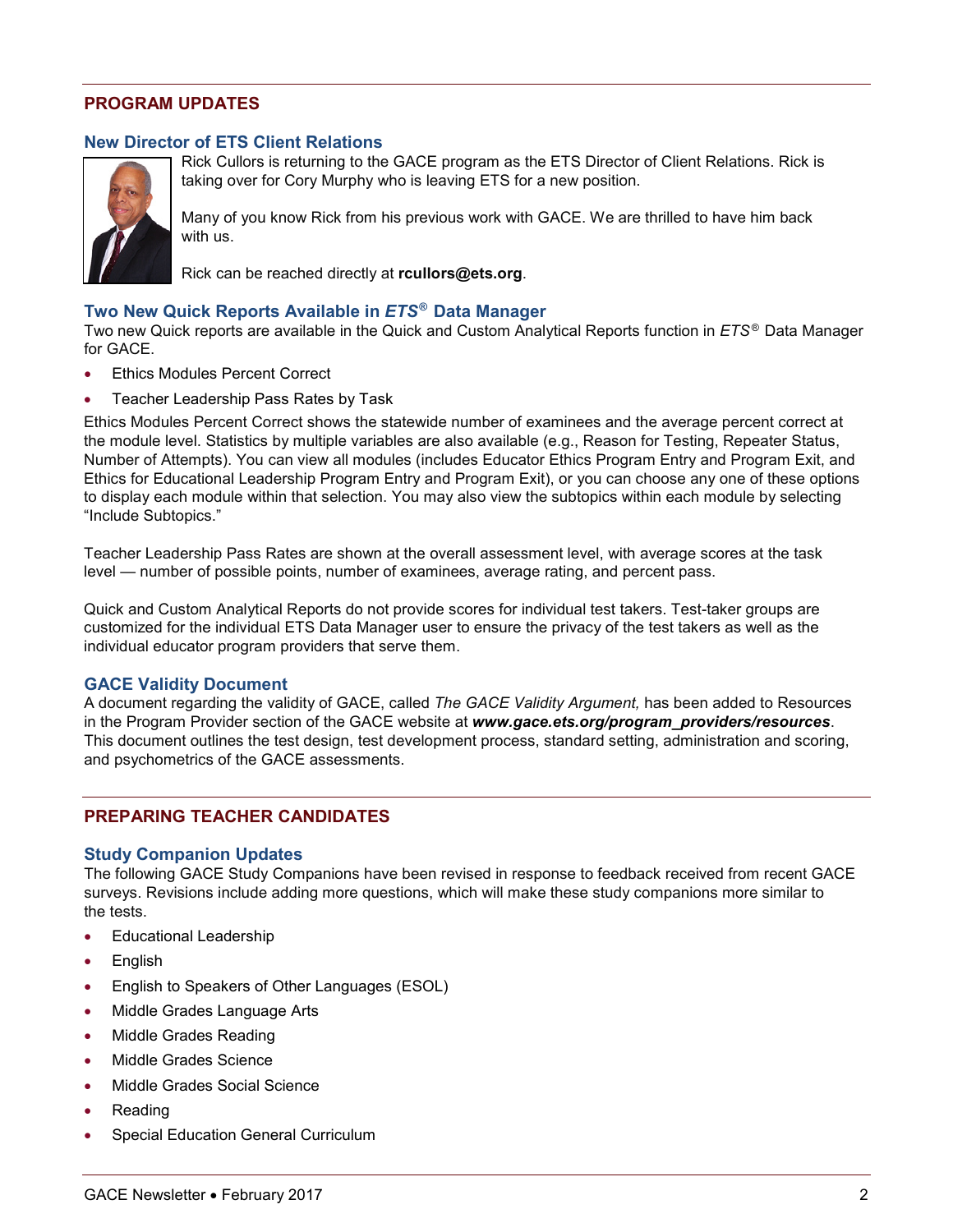## PROGRAM UPDATES

### New Director of ETS Client Relations

Rick Cullors is returning to the GACE program as the ETS Director of Client Relations. Rick is taking over for Cory Murphy who is leaving ETS for a new position.

Many of you know Rick from his previous work with GACE. We are thrilled to have him back with us.

Rick can be reached directly at **rcullors@ets.org**.

### Two New Quick Reports Available in *ETS*® Data Manager

Two new Quick reports are available in the Quick and Custom Analytical Reports function in *ETS*® Data Manager for GACE.

- Ethics Modules Percent Correct
- Teacher Leadership Pass Rates by Task

Ethics Modules Percent Correct shows the statewide number of examinees and the average percent correct at the module level. Statistics by multiple variables are also available (e.g., Reason for Testing, Repeater Status, Number of Attempts). You can view all modules (includes Educator Ethics Program Entry and Program Exit, and Ethics for Educational Leadership Program Entry and Program Exit), or you can choose any one of these options to display each module within that selection. You may also view the subtopics within each module by selecting "Include Subtopics."

Teacher Leadership Pass Rates are shown at the overall assessment level, with average scores at the task level — number of possible points, number of examinees, average rating, and percent pass.

Quick and Custom Analytical Reports do not provide scores for individual test takers. Test-taker groups are customized for the individual ETS Data Manager user to ensure the privacy of the test takers as well as the individual educator program providers that serve them.

### GACE Validity Document

A document regarding the validity of GACE, called *The GACE Validity Argument,* has been added to Resources in the Program Provider section of the GACE website at ***www.gace.ets.org/program_providers/resources***. This document outlines the test design, test development process, standard setting, administration and scoring, and psychometrics of the GACE assessments.

## PREPARING TEACHER CANDIDATES

### Study Companion Updates

The following GACE Study Companions have been revised in response to feedback received from recent GACE surveys. Revisions include adding more questions, which will make these study companions more similar to the tests.

- Educational Leadership
- English
- English to Speakers of Other Languages (ESOL)
- Middle Grades Language Arts
- Middle Grades Reading
- Middle Grades Science
- Middle Grades Social Science
- Reading
- Special Education General Curriculum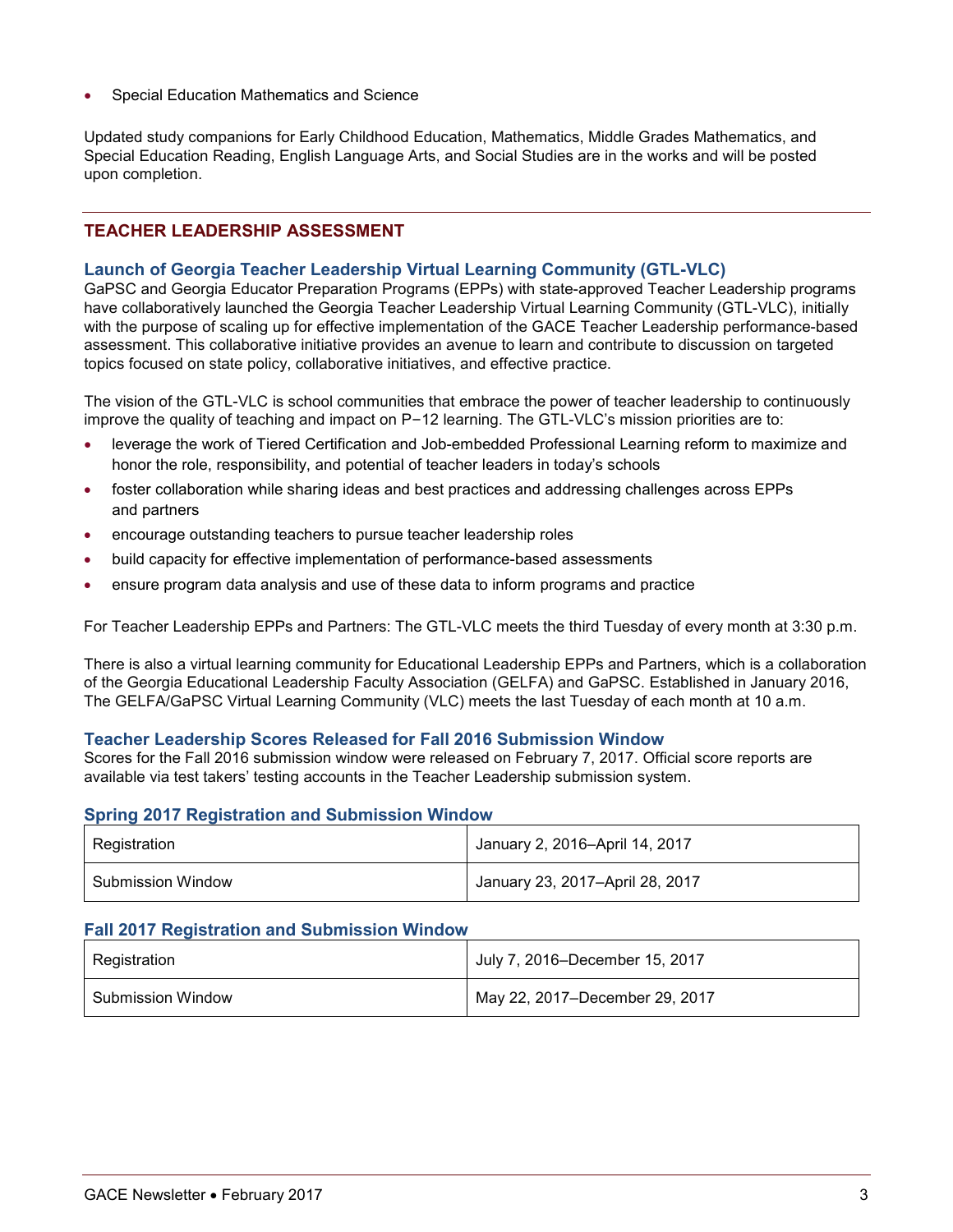- Special Education Mathematics and Science

Updated study companions for Early Childhood Education, Mathematics, Middle Grades Mathematics, and Special Education Reading, English Language Arts, and Social Studies are in the works and will be posted upon completion.

## TEACHER LEADERSHIP ASSESSMENT

### Launch of Georgia Teacher Leadership Virtual Learning Community (GTL-VLC)

GaPSC and Georgia Educator Preparation Programs (EPPs) with state-approved Teacher Leadership programs have collaboratively launched the Georgia Teacher Leadership Virtual Learning Community (GTL-VLC), initially with the purpose of scaling up for effective implementation of the GACE Teacher Leadership performance-based assessment. This collaborative initiative provides an avenue to learn and contribute to discussion on targeted topics focused on state policy, collaborative initiatives, and effective practice.

The vision of the GTL-VLC is school communities that embrace the power of teacher leadership to continuously improve the quality of teaching and impact on P−12 learning. The GTL-VLC's mission priorities are to:

- leverage the work of Tiered Certification and Job-embedded Professional Learning reform to maximize and honor the role, responsibility, and potential of teacher leaders in today's schools
- foster collaboration while sharing ideas and best practices and addressing challenges across EPPs and partners
- encourage outstanding teachers to pursue teacher leadership roles
- build capacity for effective implementation of performance-based assessments
- ensure program data analysis and use of these data to inform programs and practice

For Teacher Leadership EPPs and Partners: The GTL-VLC meets the third Tuesday of every month at 3:30 p.m.

There is also a virtual learning community for Educational Leadership EPPs and Partners, which is a collaboration of the Georgia Educational Leadership Faculty Association (GELFA) and GaPSC. Established in January 2016, The GELFA/GaPSC Virtual Learning Community (VLC) meets the last Tuesday of each month at 10 a.m.

### Teacher Leadership Scores Released for Fall 2016 Submission Window

Scores for the Fall 2016 submission window were released on February 7, 2017. Official score reports are available via test takers' testing accounts in the Teacher Leadership submission system.

### Spring 2017 Registration and Submission Window

| | |
|---|---|
| Registration | January 2, 2016–April 14, 2017 |
| Submission Window | January 23, 2017–April 28, 2017 |

### Fall 2017 Registration and Submission Window

| | |
|---|---|
| Registration | July 7, 2016–December 15, 2017 |
| Submission Window | May 22, 2017–December 29, 2017 |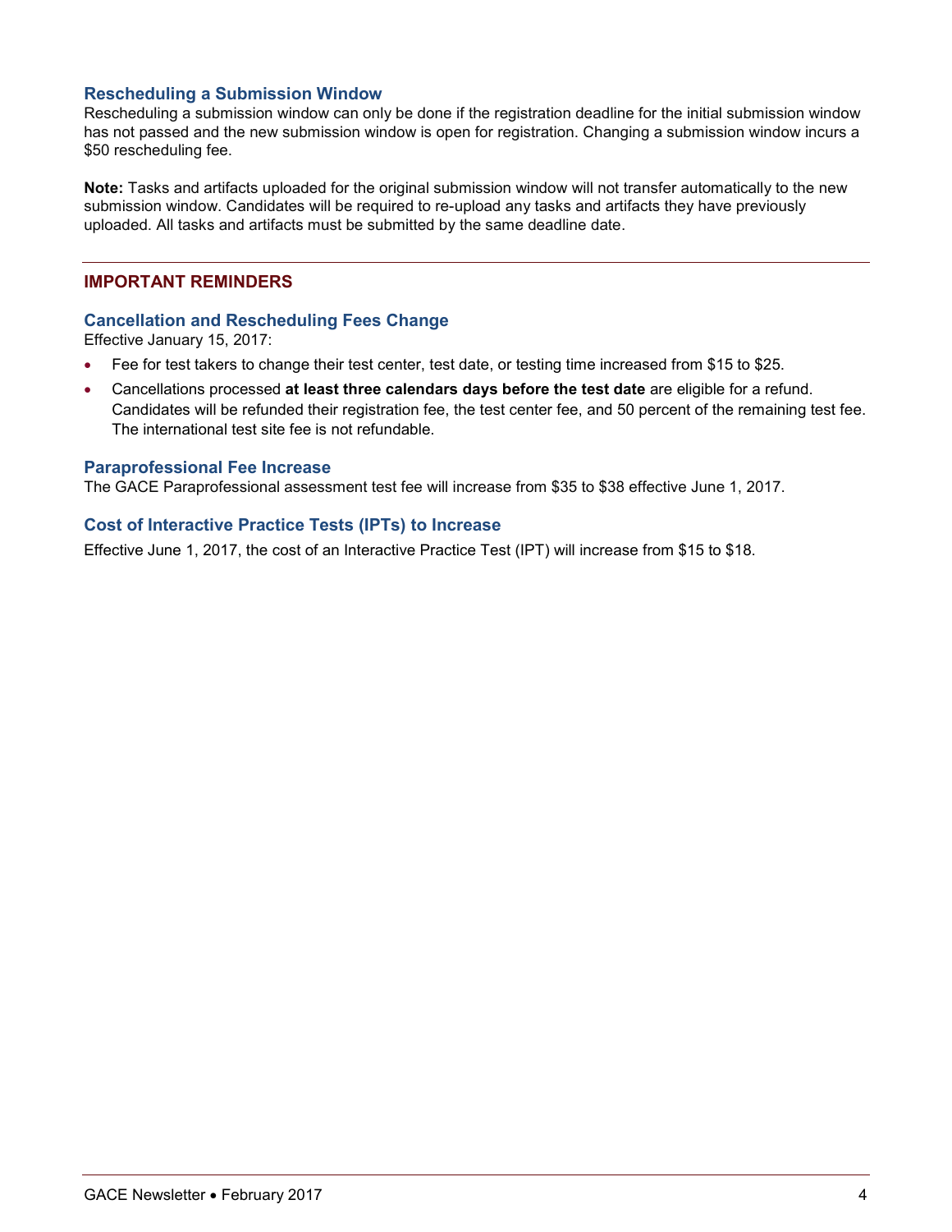### Rescheduling a Submission Window

Rescheduling a submission window can only be done if the registration deadline for the initial submission window has not passed and the new submission window is open for registration. Changing a submission window incurs a $50 rescheduling fee.

**Note:** Tasks and artifacts uploaded for the original submission window will not transfer automatically to the new submission window. Candidates will be required to re-upload any tasks and artifacts they have previously uploaded. All tasks and artifacts must be submitted by the same deadline date.

---

## IMPORTANT REMINDERS

### Cancellation and Rescheduling Fees Change

Effective January 15, 2017:

- Fee for test takers to change their test center, test date, or testing time increased from $15 to $25.
- Cancellations processed **at least three calendars days before the test date** are eligible for a refund. Candidates will be refunded their registration fee, the test center fee, and 50 percent of the remaining test fee. The international test site fee is not refundable.

### Paraprofessional Fee Increase

The GACE Paraprofessional assessment test fee will increase from $35 to $38 effective June 1, 2017.

### Cost of Interactive Practice Tests (IPTs) to Increase

Effective June 1, 2017, the cost of an Interactive Practice Test (IPT) will increase from $15 to $18.